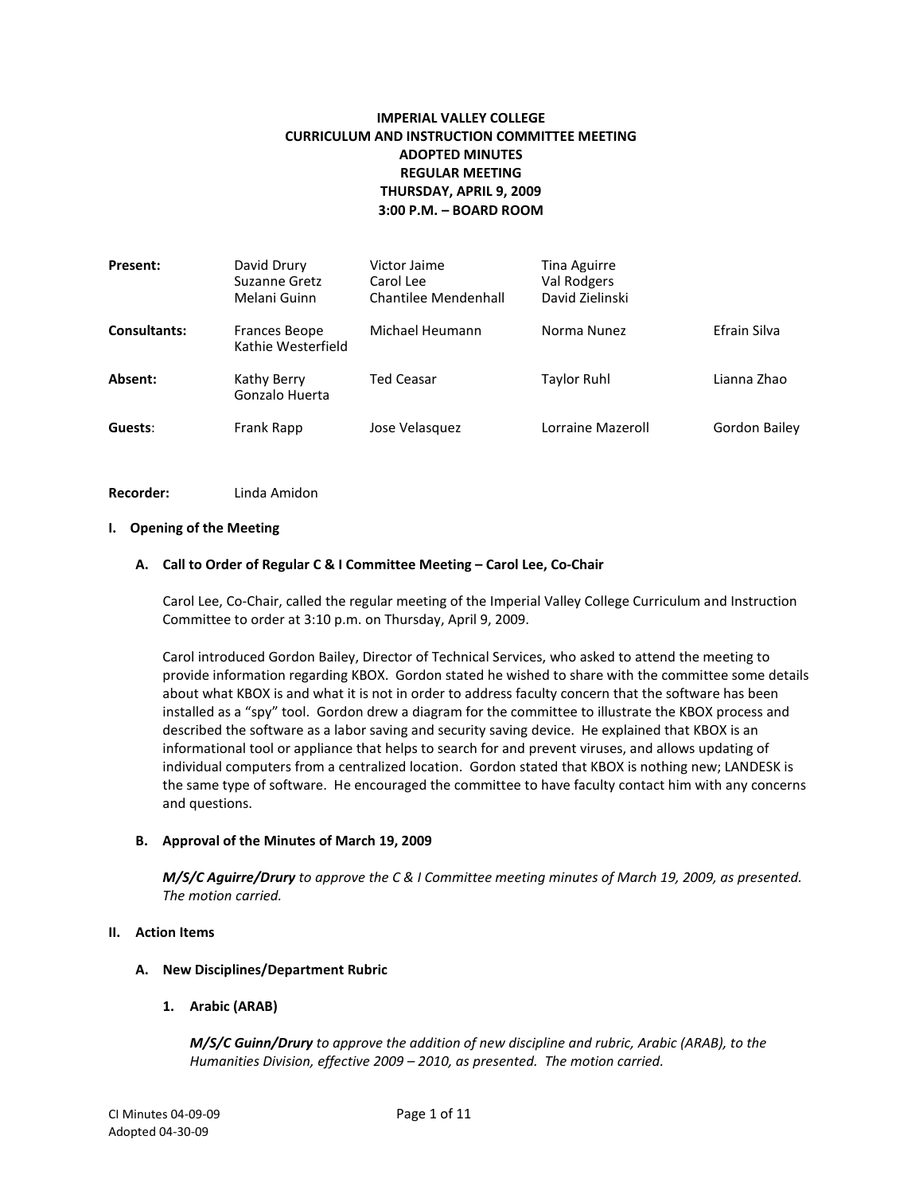**IMPERIAL VALLEY COLLEGE**
**CURRICULUM AND INSTRUCTION COMMITTEE MEETING**
**ADOPTED MINUTES**
**REGULAR MEETING**
**THURSDAY, APRIL 9, 2009**
**3:00 P.M. – BOARD ROOM**

| | | | | |
|---|---|---|---|---|
| **Present:** | David Drury<br>Suzanne Gretz<br>Melani Guinn | Victor Jaime<br>Carol Lee<br>Chantilee Mendenhall | Tina Aguirre<br>Val Rodgers<br>David Zielinski | |
| **Consultants:** | Frances Beope<br>Kathie Westerfield | Michael Heumann | Norma Nunez | Efrain Silva |
| **Absent:** | Kathy Berry<br>Gonzalo Huerta | Ted Ceasar | Taylor Ruhl | Lianna Zhao |
| **Guests**: | Frank Rapp | Jose Velasquez | Lorraine Mazeroll | Gordon Bailey |

**Recorder:** Linda Amidon

## I. Opening of the Meeting

### A. Call to Order of Regular C & I Committee Meeting – Carol Lee, Co-Chair

Carol Lee, Co-Chair, called the regular meeting of the Imperial Valley College Curriculum and Instruction Committee to order at 3:10 p.m. on Thursday, April 9, 2009.

Carol introduced Gordon Bailey, Director of Technical Services, who asked to attend the meeting to provide information regarding KBOX. Gordon stated he wished to share with the committee some details about what KBOX is and what it is not in order to address faculty concern that the software has been installed as a "spy" tool. Gordon drew a diagram for the committee to illustrate the KBOX process and described the software as a labor saving and security saving device. He explained that KBOX is an informational tool or appliance that helps to search for and prevent viruses, and allows updating of individual computers from a centralized location. Gordon stated that KBOX is nothing new; LANDESK is the same type of software. He encouraged the committee to have faculty contact him with any concerns and questions.

### B. Approval of the Minutes of March 19, 2009

***M/S/C Aguirre/Drury*** *to approve the C & I Committee meeting minutes of March 19, 2009, as presented. The motion carried.*

## II. Action Items

### A. New Disciplines/Department Rubric

#### 1. Arabic (ARAB)

***M/S/C Guinn/Drury*** *to approve the addition of new discipline and rubric, Arabic (ARAB), to the Humanities Division, effective 2009 – 2010, as presented. The motion carried.*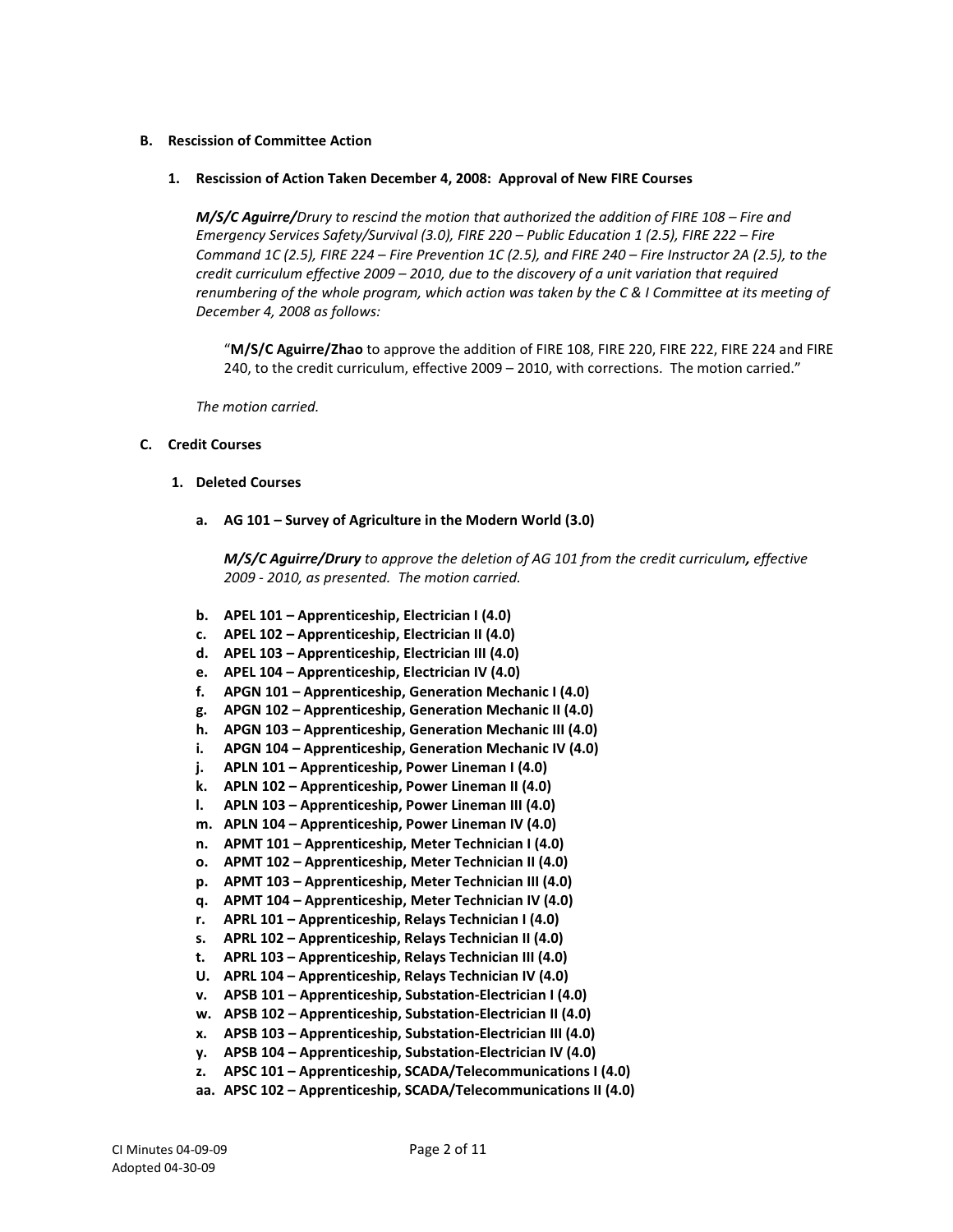**B. Rescission of Committee Action**

**1. Rescission of Action Taken December 4, 2008: Approval of New FIRE Courses**

***M/S/C Aguirre/****Drury to rescind the motion that authorized the addition of FIRE 108 – Fire and Emergency Services Safety/Survival (3.0), FIRE 220 – Public Education 1 (2.5), FIRE 222 – Fire Command 1C (2.5), FIRE 224 – Fire Prevention 1C (2.5), and FIRE 240 – Fire Instructor 2A (2.5), to the credit curriculum effective 2009 – 2010, due to the discovery of a unit variation that required renumbering of the whole program, which action was taken by the C & I Committee at its meeting of December 4, 2008 as follows:*

> "**M/S/C Aguirre/Zhao** to approve the addition of FIRE 108, FIRE 220, FIRE 222, FIRE 224 and FIRE 240, to the credit curriculum, effective 2009 – 2010, with corrections. The motion carried."

*The motion carried.*

**C. Credit Courses**

**1. Deleted Courses**

**a. AG 101 – Survey of Agriculture in the Modern World (3.0)**

***M/S/C Aguirre/Drury*** *to approve the deletion of AG 101 from the credit curriculum**,** effective 2009 - 2010, as presented. The motion carried.*

**b. APEL 101 – Apprenticeship, Electrician I (4.0)**
**c. APEL 102 – Apprenticeship, Electrician II (4.0)**
**d. APEL 103 – Apprenticeship, Electrician III (4.0)**
**e. APEL 104 – Apprenticeship, Electrician IV (4.0)**
**f. APGN 101 – Apprenticeship, Generation Mechanic I (4.0)**
**g. APGN 102 – Apprenticeship, Generation Mechanic II (4.0)**
**h. APGN 103 – Apprenticeship, Generation Mechanic III (4.0)**
**i. APGN 104 – Apprenticeship, Generation Mechanic IV (4.0)**
**j. APLN 101 – Apprenticeship, Power Lineman I (4.0)**
**k. APLN 102 – Apprenticeship, Power Lineman II (4.0)**
**l. APLN 103 – Apprenticeship, Power Lineman III (4.0)**
**m. APLN 104 – Apprenticeship, Power Lineman IV (4.0)**
**n. APMT 101 – Apprenticeship, Meter Technician I (4.0)**
**o. APMT 102 – Apprenticeship, Meter Technician II (4.0)**
**p. APMT 103 – Apprenticeship, Meter Technician III (4.0)**
**q. APMT 104 – Apprenticeship, Meter Technician IV (4.0)**
**r. APRL 101 – Apprenticeship, Relays Technician I (4.0)**
**s. APRL 102 – Apprenticeship, Relays Technician II (4.0)**
**t. APRL 103 – Apprenticeship, Relays Technician III (4.0)**
**U. APRL 104 – Apprenticeship, Relays Technician IV (4.0)**
**v. APSB 101 – Apprenticeship, Substation-Electrician I (4.0)**
**w. APSB 102 – Apprenticeship, Substation-Electrician II (4.0)**
**x. APSB 103 – Apprenticeship, Substation-Electrician III (4.0)**
**y. APSB 104 – Apprenticeship, Substation-Electrician IV (4.0)**
**z. APSC 101 – Apprenticeship, SCADA/Telecommunications I (4.0)**
**aa. APSC 102 – Apprenticeship, SCADA/Telecommunications II (4.0)**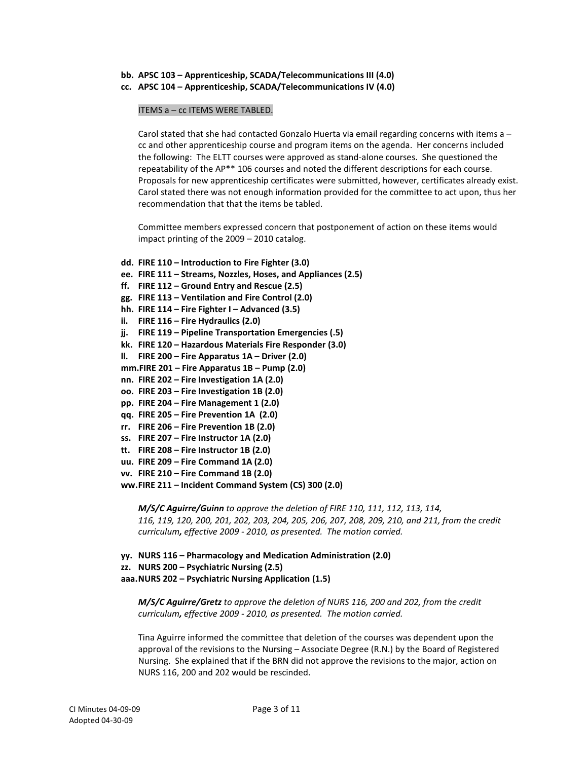**bb. APSC 103 – Apprenticeship, SCADA/Telecommunications III (4.0)**

**cc. APSC 104 – Apprenticeship, SCADA/Telecommunications IV (4.0)**

ITEMS a – cc ITEMS WERE TABLED.

Carol stated that she had contacted Gonzalo Huerta via email regarding concerns with items a – cc and other apprenticeship course and program items on the agenda. Her concerns included the following: The ELTT courses were approved as stand-alone courses. She questioned the repeatability of the AP** 106 courses and noted the different descriptions for each course. Proposals for new apprenticeship certificates were submitted, however, certificates already exist. Carol stated there was not enough information provided for the committee to act upon, thus her recommendation that that the items be tabled.

Committee members expressed concern that postponement of action on these items would impact printing of the 2009 – 2010 catalog.

**dd. FIRE 110 – Introduction to Fire Fighter (3.0)**

**ee. FIRE 111 – Streams, Nozzles, Hoses, and Appliances (2.5)**

**ff. FIRE 112 – Ground Entry and Rescue (2.5)**

**gg. FIRE 113 – Ventilation and Fire Control (2.0)**

**hh. FIRE 114 – Fire Fighter I – Advanced (3.5)**

**ii. FIRE 116 – Fire Hydraulics (2.0)**

**jj. FIRE 119 – Pipeline Transportation Emergencies (.5)**

**kk. FIRE 120 – Hazardous Materials Fire Responder (3.0)**

**ll. FIRE 200 – Fire Apparatus 1A – Driver (2.0)**

**mm. FIRE 201 – Fire Apparatus 1B – Pump (2.0)**

**nn. FIRE 202 – Fire Investigation 1A (2.0)**

**oo. FIRE 203 – Fire Investigation 1B (2.0)**

**pp. FIRE 204 – Fire Management 1 (2.0)**

**qq. FIRE 205 – Fire Prevention 1A (2.0)**

**rr. FIRE 206 – Fire Prevention 1B (2.0)**

**ss. FIRE 207 – Fire Instructor 1A (2.0)**

**tt. FIRE 208 – Fire Instructor 1B (2.0)**

**uu. FIRE 209 – Fire Command 1A (2.0)**

**vv. FIRE 210 – Fire Command 1B (2.0)**

**ww. FIRE 211 – Incident Command System (CS) 300 (2.0)**

***M/S/C Aguirre/Guinn*** *to approve the deletion of FIRE 110, 111, 112, 113, 114, 116, 119, 120, 200, 201, 202, 203, 204, 205, 206, 207, 208, 209, 210, and 211, from the credit curriculum**,** effective 2009 - 2010, as presented. The motion carried.*

**yy. NURS 116 – Pharmacology and Medication Administration (2.0)**

**zz. NURS 200 – Psychiatric Nursing (2.5)**

**aaa. NURS 202 – Psychiatric Nursing Application (1.5)**

***M/S/C Aguirre/Gretz*** *to approve the deletion of NURS 116, 200 and 202, from the credit curriculum**,** effective 2009 - 2010, as presented. The motion carried.*

Tina Aguirre informed the committee that deletion of the courses was dependent upon the approval of the revisions to the Nursing – Associate Degree (R.N.) by the Board of Registered Nursing. She explained that if the BRN did not approve the revisions to the major, action on NURS 116, 200 and 202 would be rescinded.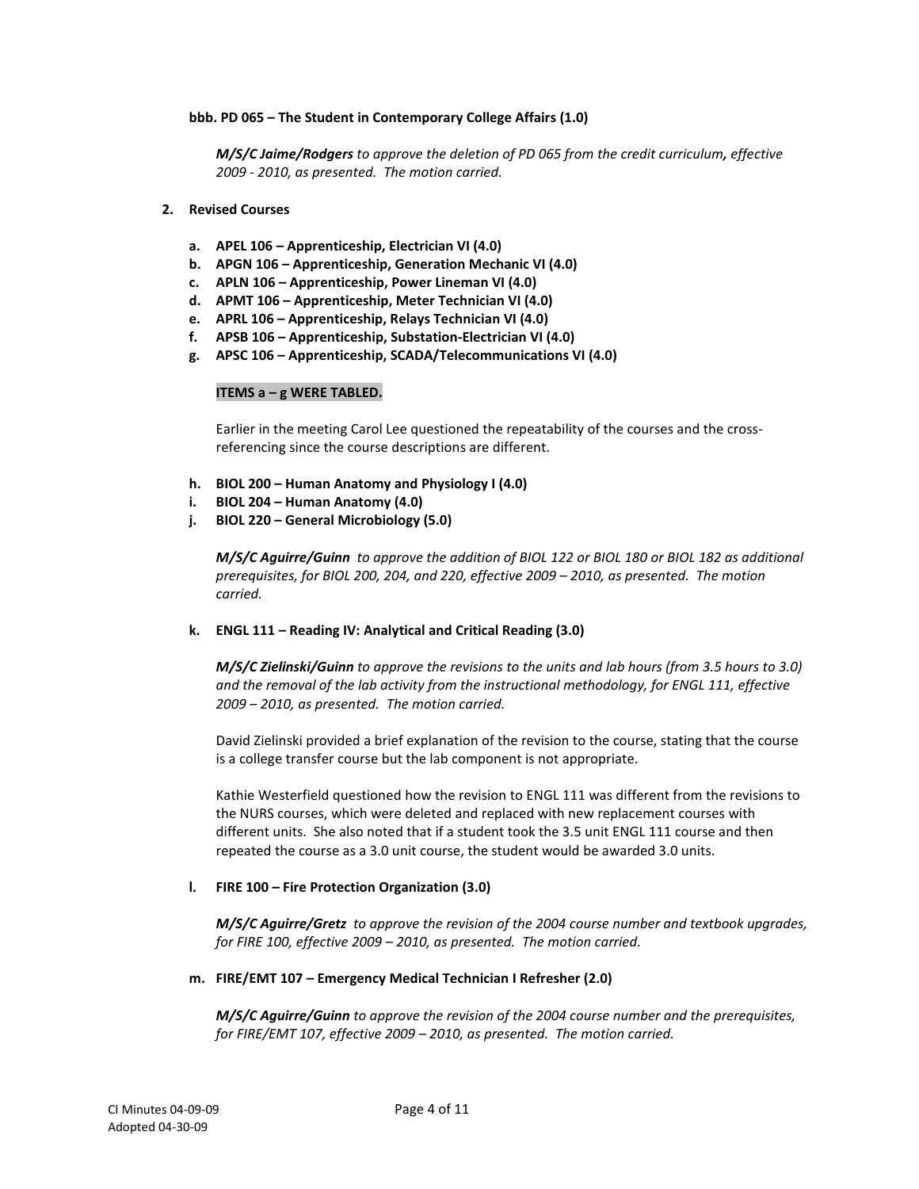**bbb. PD 065 – The Student in Contemporary College Affairs (1.0)**

***M/S/C Jaime/Rodgers*** *to approve the deletion of PD 065 from the credit curriculum**,** effective 2009 - 2010, as presented. The motion carried.*

**2. Revised Courses**

- **a. APEL 106 – Apprenticeship, Electrician VI (4.0)**
- **b. APGN 106 – Apprenticeship, Generation Mechanic VI (4.0)**
- **c. APLN 106 – Apprenticeship, Power Lineman VI (4.0)**
- **d. APMT 106 – Apprenticeship, Meter Technician VI (4.0)**
- **e. APRL 106 – Apprenticeship, Relays Technician VI (4.0)**
- **f. APSB 106 – Apprenticeship, Substation-Electrician VI (4.0)**
- **g. APSC 106 – Apprenticeship, SCADA/Telecommunications VI (4.0)**

**ITEMS a – g WERE TABLED.**

Earlier in the meeting Carol Lee questioned the repeatability of the courses and the cross-referencing since the course descriptions are different.

- **h. BIOL 200 – Human Anatomy and Physiology I (4.0)**
- **i. BIOL 204 – Human Anatomy (4.0)**
- **j. BIOL 220 – General Microbiology (5.0)**

***M/S/C Aguirre/Guinn*** *to approve the addition of BIOL 122 or BIOL 180 or BIOL 182 as additional prerequisites, for BIOL 200, 204, and 220, effective 2009 – 2010, as presented. The motion carried.*

**k. ENGL 111 – Reading IV: Analytical and Critical Reading (3.0)**

***M/S/C Zielinski/Guinn*** *to approve the revisions to the units and lab hours (from 3.5 hours to 3.0) and the removal of the lab activity from the instructional methodology, for ENGL 111, effective 2009 – 2010, as presented. The motion carried.*

David Zielinski provided a brief explanation of the revision to the course, stating that the course is a college transfer course but the lab component is not appropriate.

Kathie Westerfield questioned how the revision to ENGL 111 was different from the revisions to the NURS courses, which were deleted and replaced with new replacement courses with different units. She also noted that if a student took the 3.5 unit ENGL 111 course and then repeated the course as a 3.0 unit course, the student would be awarded 3.0 units.

**l. FIRE 100 – Fire Protection Organization (3.0)**

***M/S/C Aguirre/Gretz*** *to approve the revision of the 2004 course number and textbook upgrades, for FIRE 100, effective 2009 – 2010, as presented. The motion carried.*

**m. FIRE/EMT 107 – Emergency Medical Technician I Refresher (2.0)**

***M/S/C Aguirre/Guinn*** *to approve the revision of the 2004 course number and the prerequisites, for FIRE/EMT 107, effective 2009 – 2010, as presented. The motion carried.*

CI Minutes 04-09-09
Adopted 04-30-09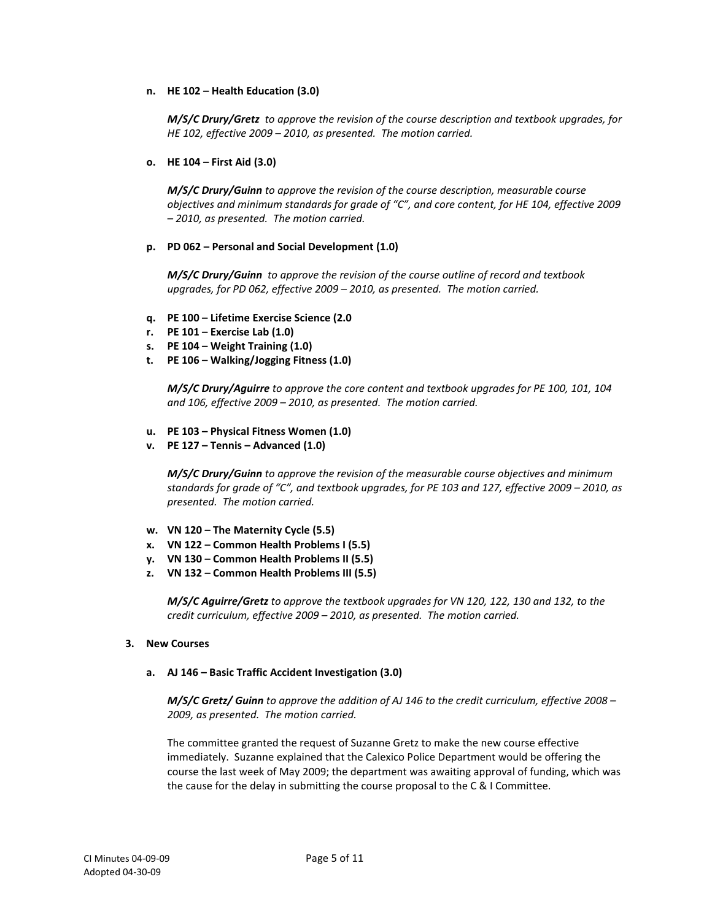**n. HE 102 – Health Education (3.0)**

***M/S/C Drury/Gretz*** *to approve the revision of the course description and textbook upgrades, for HE 102, effective 2009 – 2010, as presented. The motion carried.*

**o. HE 104 – First Aid (3.0)**

***M/S/C Drury/Guinn*** *to approve the revision of the course description, measurable course objectives and minimum standards for grade of "C", and core content, for HE 104, effective 2009 – 2010, as presented. The motion carried.*

**p. PD 062 – Personal and Social Development (1.0)**

***M/S/C Drury/Guinn*** *to approve the revision of the course outline of record and textbook upgrades, for PD 062, effective 2009 – 2010, as presented. The motion carried.*

**q. PE 100 – Lifetime Exercise Science (2.0**
**r. PE 101 – Exercise Lab (1.0)**
**s. PE 104 – Weight Training (1.0)**
**t. PE 106 – Walking/Jogging Fitness (1.0)**

***M/S/C Drury/Aguirre*** *to approve the core content and textbook upgrades for PE 100, 101, 104 and 106, effective 2009 – 2010, as presented. The motion carried.*

**u. PE 103 – Physical Fitness Women (1.0)**
**v. PE 127 – Tennis – Advanced (1.0)**

***M/S/C Drury/Guinn*** *to approve the revision of the measurable course objectives and minimum standards for grade of "C", and textbook upgrades, for PE 103 and 127, effective 2009 – 2010, as presented. The motion carried.*

**w. VN 120 – The Maternity Cycle (5.5)**
**x. VN 122 – Common Health Problems I (5.5)**
**y. VN 130 – Common Health Problems II (5.5)**
**z. VN 132 – Common Health Problems III (5.5)**

***M/S/C Aguirre/Gretz*** *to approve the textbook upgrades for VN 120, 122, 130 and 132, to the credit curriculum, effective 2009 – 2010, as presented. The motion carried.*

**3. New Courses**

**a. AJ 146 – Basic Traffic Accident Investigation (3.0)**

***M/S/C Gretz/ Guinn*** *to approve the addition of AJ 146 to the credit curriculum, effective 2008 – 2009, as presented. The motion carried.*

The committee granted the request of Suzanne Gretz to make the new course effective immediately. Suzanne explained that the Calexico Police Department would be offering the course the last week of May 2009; the department was awaiting approval of funding, which was the cause for the delay in submitting the course proposal to the C & I Committee.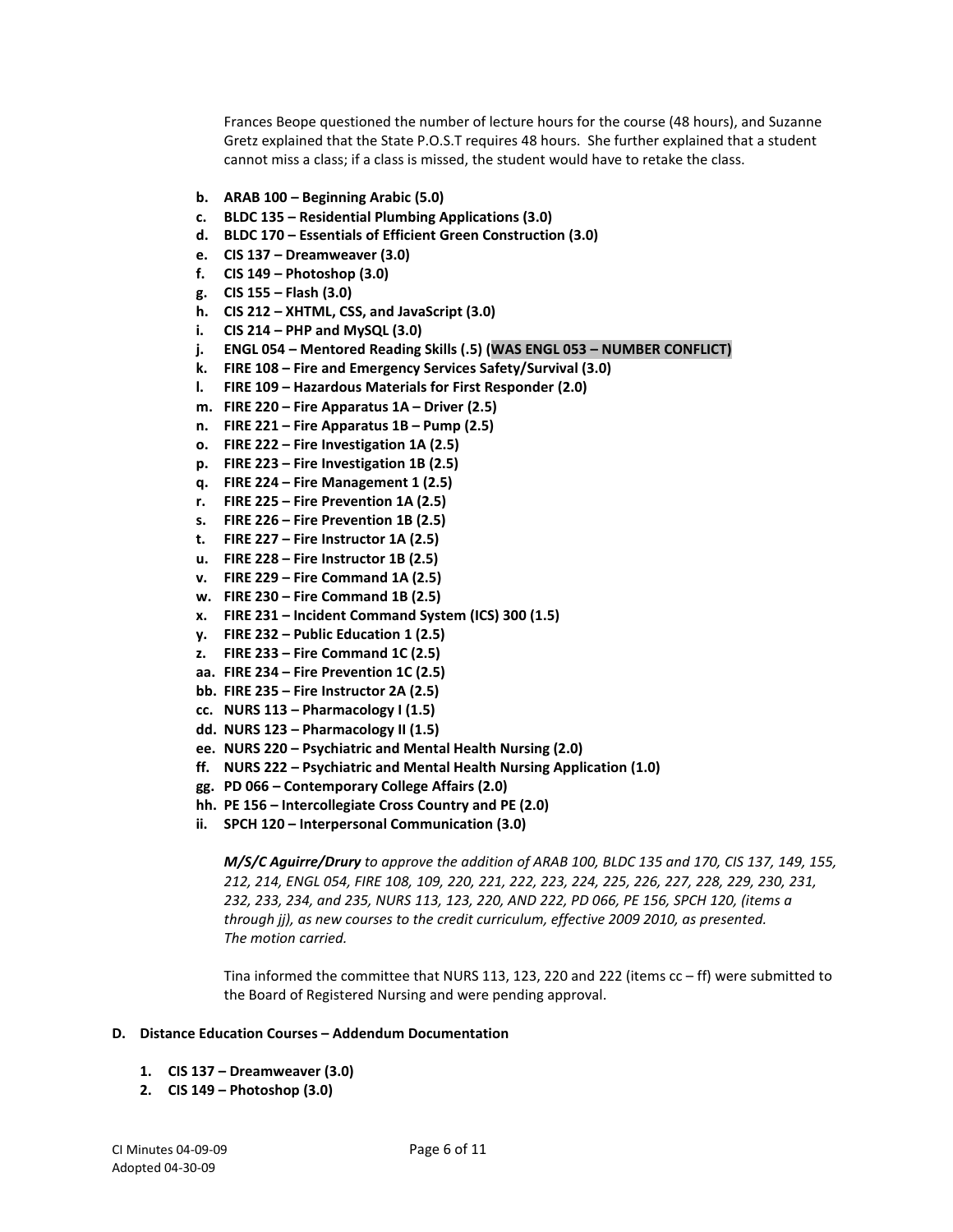Frances Beope questioned the number of lecture hours for the course (48 hours), and Suzanne Gretz explained that the State P.O.S.T requires 48 hours. She further explained that a student cannot miss a class; if a class is missed, the student would have to retake the class.

- **b. ARAB 100 – Beginning Arabic (5.0)**
- **c. BLDC 135 – Residential Plumbing Applications (3.0)**
- **d. BLDC 170 – Essentials of Efficient Green Construction (3.0)**
- **e. CIS 137 – Dreamweaver (3.0)**
- **f. CIS 149 – Photoshop (3.0)**
- **g. CIS 155 – Flash (3.0)**
- **h. CIS 212 – XHTML, CSS, and JavaScript (3.0)**
- **i. CIS 214 – PHP and MySQL (3.0)**
- **j. ENGL 054 – Mentored Reading Skills (.5) (WAS ENGL 053 – NUMBER CONFLICT)**
- **k. FIRE 108 – Fire and Emergency Services Safety/Survival (3.0)**
- **l. FIRE 109 – Hazardous Materials for First Responder (2.0)**
- **m. FIRE 220 – Fire Apparatus 1A – Driver (2.5)**
- **n. FIRE 221 – Fire Apparatus 1B – Pump (2.5)**
- **o. FIRE 222 – Fire Investigation 1A (2.5)**
- **p. FIRE 223 – Fire Investigation 1B (2.5)**
- **q. FIRE 224 – Fire Management 1 (2.5)**
- **r. FIRE 225 – Fire Prevention 1A (2.5)**
- **s. FIRE 226 – Fire Prevention 1B (2.5)**
- **t. FIRE 227 – Fire Instructor 1A (2.5)**
- **u. FIRE 228 – Fire Instructor 1B (2.5)**
- **v. FIRE 229 – Fire Command 1A (2.5)**
- **w. FIRE 230 – Fire Command 1B (2.5)**
- **x. FIRE 231 – Incident Command System (ICS) 300 (1.5)**
- **y. FIRE 232 – Public Education 1 (2.5)**
- **z. FIRE 233 – Fire Command 1C (2.5)**
- **aa. FIRE 234 – Fire Prevention 1C (2.5)**
- **bb. FIRE 235 – Fire Instructor 2A (2.5)**
- **cc. NURS 113 – Pharmacology I (1.5)**
- **dd. NURS 123 – Pharmacology II (1.5)**
- **ee. NURS 220 – Psychiatric and Mental Health Nursing (2.0)**
- **ff. NURS 222 – Psychiatric and Mental Health Nursing Application (1.0)**
- **gg. PD 066 – Contemporary College Affairs (2.0)**
- **hh. PE 156 – Intercollegiate Cross Country and PE (2.0)**
- **ii. SPCH 120 – Interpersonal Communication (3.0)**

***M/S/C Aguirre/Drury*** *to approve the addition of ARAB 100, BLDC 135 and 170, CIS 137, 149, 155, 212, 214, ENGL 054, FIRE 108, 109, 220, 221, 222, 223, 224, 225, 226, 227, 228, 229, 230, 231, 232, 233, 234, and 235, NURS 113, 123, 220, AND 222, PD 066, PE 156, SPCH 120, (items a through jj), as new courses to the credit curriculum, effective 2009 2010, as presented. The motion carried.*

Tina informed the committee that NURS 113, 123, 220 and 222 (items cc – ff) were submitted to the Board of Registered Nursing and were pending approval.

**D. Distance Education Courses – Addendum Documentation**

1. **CIS 137 – Dreamweaver (3.0)**
2. **CIS 149 – Photoshop (3.0)**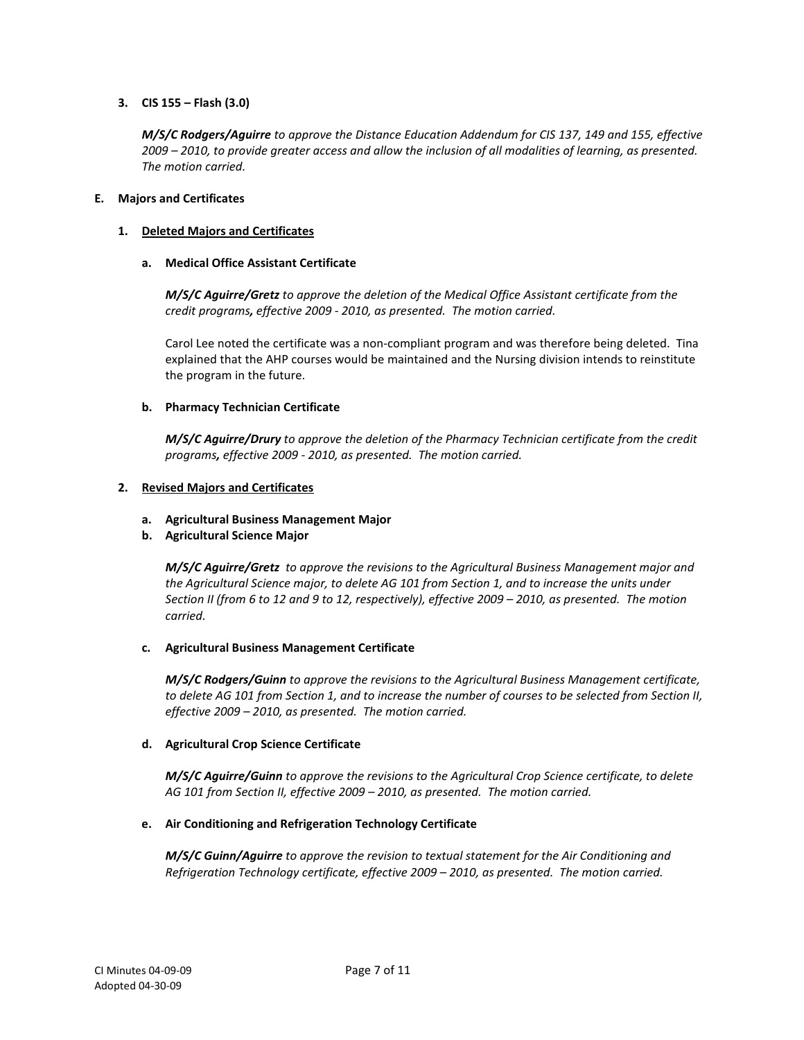**3. CIS 155 – Flash (3.0)**

***M/S/C Rodgers/Aguirre*** *to approve the Distance Education Addendum for CIS 137, 149 and 155, effective 2009 – 2010, to provide greater access and allow the inclusion of all modalities of learning, as presented. The motion carried.*

**E. Majors and Certificates**

**1. Deleted Majors and Certificates**

**a. Medical Office Assistant Certificate**

***M/S/C Aguirre/Gretz*** *to approve the deletion of the Medical Office Assistant certificate from the credit programs, effective 2009 - 2010, as presented. The motion carried.*

Carol Lee noted the certificate was a non-compliant program and was therefore being deleted. Tina explained that the AHP courses would be maintained and the Nursing division intends to reinstitute the program in the future.

**b. Pharmacy Technician Certificate**

***M/S/C Aguirre/Drury*** *to approve the deletion of the Pharmacy Technician certificate from the credit programs, effective 2009 - 2010, as presented. The motion carried.*

**2. Revised Majors and Certificates**

**a. Agricultural Business Management Major**

**b. Agricultural Science Major**

***M/S/C Aguirre/Gretz*** *to approve the revisions to the Agricultural Business Management major and the Agricultural Science major, to delete AG 101 from Section 1, and to increase the units under Section II (from 6 to 12 and 9 to 12, respectively), effective 2009 – 2010, as presented. The motion carried.*

**c. Agricultural Business Management Certificate**

***M/S/C Rodgers/Guinn*** *to approve the revisions to the Agricultural Business Management certificate, to delete AG 101 from Section 1, and to increase the number of courses to be selected from Section II, effective 2009 – 2010, as presented. The motion carried.*

**d. Agricultural Crop Science Certificate**

***M/S/C Aguirre/Guinn*** *to approve the revisions to the Agricultural Crop Science certificate, to delete AG 101 from Section II, effective 2009 – 2010, as presented. The motion carried.*

**e. Air Conditioning and Refrigeration Technology Certificate**

***M/S/C Guinn/Aguirre*** *to approve the revision to textual statement for the Air Conditioning and Refrigeration Technology certificate, effective 2009 – 2010, as presented. The motion carried.*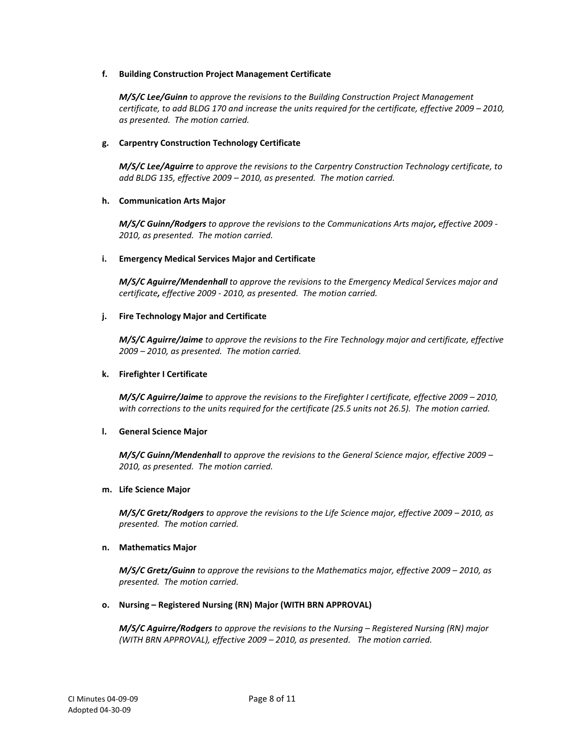**f. Building Construction Project Management Certificate**

***M/S/C Lee/Guinn** to approve the revisions to the Building Construction Project Management certificate, to add BLDG 170 and increase the units required for the certificate, effective 2009 – 2010, as presented. The motion carried.*

**g. Carpentry Construction Technology Certificate**

***M/S/C Lee/Aguirre** to approve the revisions to the Carpentry Construction Technology certificate, to add BLDG 135, effective 2009 – 2010, as presented. The motion carried.*

**h. Communication Arts Major**

***M/S/C Guinn/Rodgers** to approve the revisions to the Communications Arts major**,** effective 2009 - 2010, as presented. The motion carried.*

**i. Emergency Medical Services Major and Certificate**

***M/S/C Aguirre/Mendenhall** to approve the revisions to the Emergency Medical Services major and certificate**,** effective 2009 - 2010, as presented. The motion carried.*

**j. Fire Technology Major and Certificate**

***M/S/C Aguirre/Jaime** to approve the revisions to the Fire Technology major and certificate, effective 2009 – 2010, as presented. The motion carried.*

**k. Firefighter I Certificate**

***M/S/C Aguirre/Jaime** to approve the revisions to the Firefighter I certificate, effective 2009 – 2010, with corrections to the units required for the certificate (25.5 units not 26.5). The motion carried.*

**l. General Science Major**

***M/S/C Guinn/Mendenhall** to approve the revisions to the General Science major, effective 2009 – 2010, as presented. The motion carried.*

**m. Life Science Major**

***M/S/C Gretz/Rodgers** to approve the revisions to the Life Science major, effective 2009 – 2010, as presented. The motion carried.*

**n. Mathematics Major**

***M/S/C Gretz/Guinn** to approve the revisions to the Mathematics major, effective 2009 – 2010, as presented. The motion carried.*

**o. Nursing – Registered Nursing (RN) Major (WITH BRN APPROVAL)**

***M/S/C Aguirre/Rodgers** to approve the revisions to the Nursing – Registered Nursing (RN) major (WITH BRN APPROVAL), effective 2009 – 2010, as presented. The motion carried.*

CI Minutes 04-09-09
Adopted 04-30-09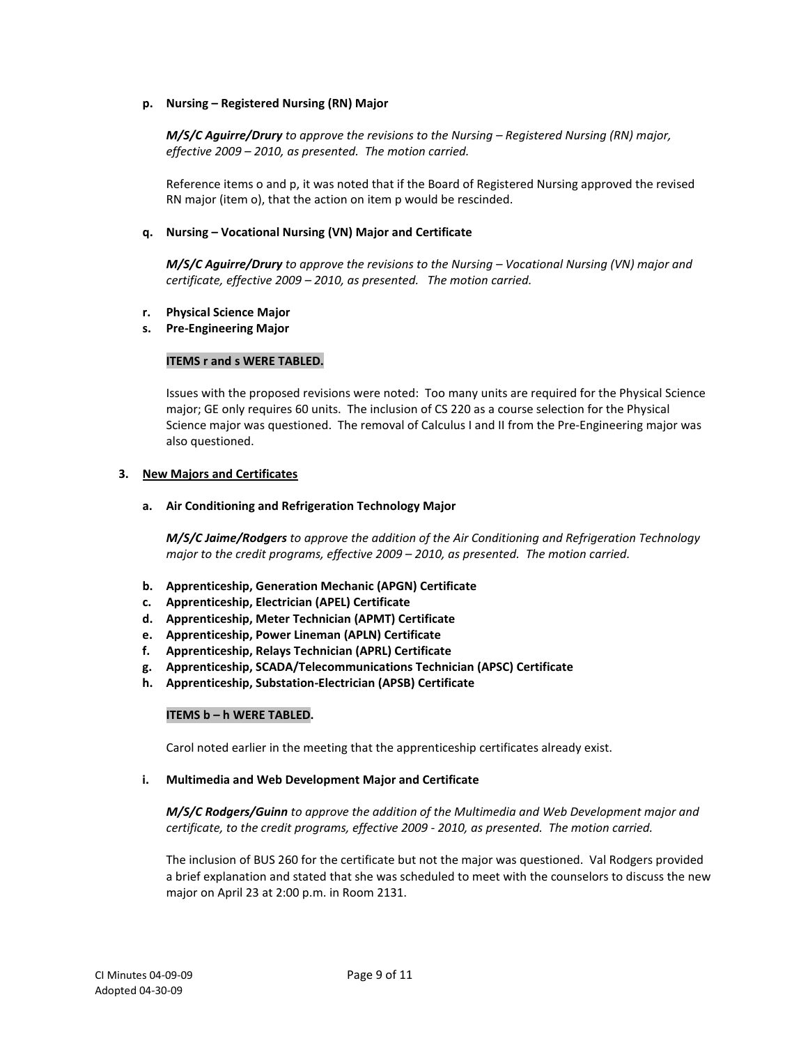**p. Nursing – Registered Nursing (RN) Major**

***M/S/C Aguirre/Drury*** *to approve the revisions to the Nursing – Registered Nursing (RN) major, effective 2009 – 2010, as presented. The motion carried.*

Reference items o and p, it was noted that if the Board of Registered Nursing approved the revised RN major (item o), that the action on item p would be rescinded.

**q. Nursing – Vocational Nursing (VN) Major and Certificate**

***M/S/C Aguirre/Drury*** *to approve the revisions to the Nursing – Vocational Nursing (VN) major and certificate, effective 2009 – 2010, as presented. The motion carried.*

**r. Physical Science Major**

**s. Pre-Engineering Major**

**ITEMS r and s WERE TABLED.**

Issues with the proposed revisions were noted: Too many units are required for the Physical Science major; GE only requires 60 units. The inclusion of CS 220 as a course selection for the Physical Science major was questioned. The removal of Calculus I and II from the Pre-Engineering major was also questioned.

**3. New Majors and Certificates**

**a. Air Conditioning and Refrigeration Technology Major**

***M/S/C Jaime/Rodgers*** *to approve the addition of the Air Conditioning and Refrigeration Technology major to the credit programs, effective 2009 – 2010, as presented. The motion carried.*

**b. Apprenticeship, Generation Mechanic (APGN) Certificate**

**c. Apprenticeship, Electrician (APEL) Certificate**

**d. Apprenticeship, Meter Technician (APMT) Certificate**

**e. Apprenticeship, Power Lineman (APLN) Certificate**

**f. Apprenticeship, Relays Technician (APRL) Certificate**

**g. Apprenticeship, SCADA/Telecommunications Technician (APSC) Certificate**

**h. Apprenticeship, Substation-Electrician (APSB) Certificate**

**ITEMS b – h WERE TABLED.**

Carol noted earlier in the meeting that the apprenticeship certificates already exist.

**i. Multimedia and Web Development Major and Certificate**

***M/S/C Rodgers/Guinn*** *to approve the addition of the Multimedia and Web Development major and certificate, to the credit programs, effective 2009 - 2010, as presented. The motion carried.*

The inclusion of BUS 260 for the certificate but not the major was questioned. Val Rodgers provided a brief explanation and stated that she was scheduled to meet with the counselors to discuss the new major on April 23 at 2:00 p.m. in Room 2131.

CI Minutes 04-09-09
Adopted 04-30-09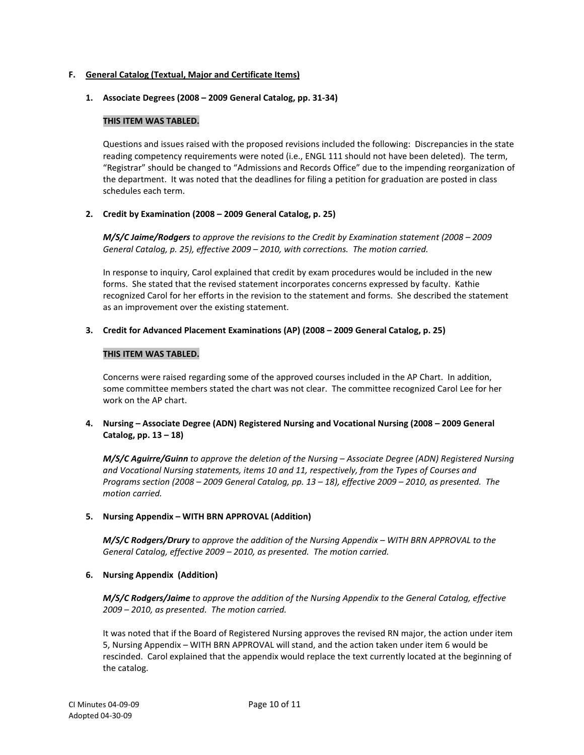## F. General Catalog (Textual, Major and Certificate Items)

### 1. Associate Degrees (2008 – 2009 General Catalog, pp. 31-34)

**THIS ITEM WAS TABLED.**

Questions and issues raised with the proposed revisions included the following: Discrepancies in the state reading competency requirements were noted (i.e., ENGL 111 should not have been deleted). The term, "Registrar" should be changed to "Admissions and Records Office" due to the impending reorganization of the department. It was noted that the deadlines for filing a petition for graduation are posted in class schedules each term.

### 2. Credit by Examination (2008 – 2009 General Catalog, p. 25)

***M/S/C Jaime/Rodgers*** *to approve the revisions to the Credit by Examination statement (2008 – 2009 General Catalog, p. 25), effective 2009 – 2010, with corrections. The motion carried.*

In response to inquiry, Carol explained that credit by exam procedures would be included in the new forms. She stated that the revised statement incorporates concerns expressed by faculty. Kathie recognized Carol for her efforts in the revision to the statement and forms. She described the statement as an improvement over the existing statement.

### 3. Credit for Advanced Placement Examinations (AP) (2008 – 2009 General Catalog, p. 25)

**THIS ITEM WAS TABLED.**

Concerns were raised regarding some of the approved courses included in the AP Chart. In addition, some committee members stated the chart was not clear. The committee recognized Carol Lee for her work on the AP chart.

### 4. Nursing – Associate Degree (ADN) Registered Nursing and Vocational Nursing (2008 – 2009 General Catalog, pp. 13 – 18)

***M/S/C Aguirre/Guinn*** *to approve the deletion of the Nursing – Associate Degree (ADN) Registered Nursing and Vocational Nursing statements, items 10 and 11, respectively, from the Types of Courses and Programs section (2008 – 2009 General Catalog, pp. 13 – 18), effective 2009 – 2010, as presented. The motion carried.*

### 5. Nursing Appendix – WITH BRN APPROVAL (Addition)

***M/S/C Rodgers/Drury*** *to approve the addition of the Nursing Appendix – WITH BRN APPROVAL to the General Catalog, effective 2009 – 2010, as presented. The motion carried.*

### 6. Nursing Appendix (Addition)

***M/S/C Rodgers/Jaime*** *to approve the addition of the Nursing Appendix to the General Catalog, effective 2009 – 2010, as presented. The motion carried.*

It was noted that if the Board of Registered Nursing approves the revised RN major, the action under item 5, Nursing Appendix – WITH BRN APPROVAL will stand, and the action taken under item 6 would be rescinded. Carol explained that the appendix would replace the text currently located at the beginning of the catalog.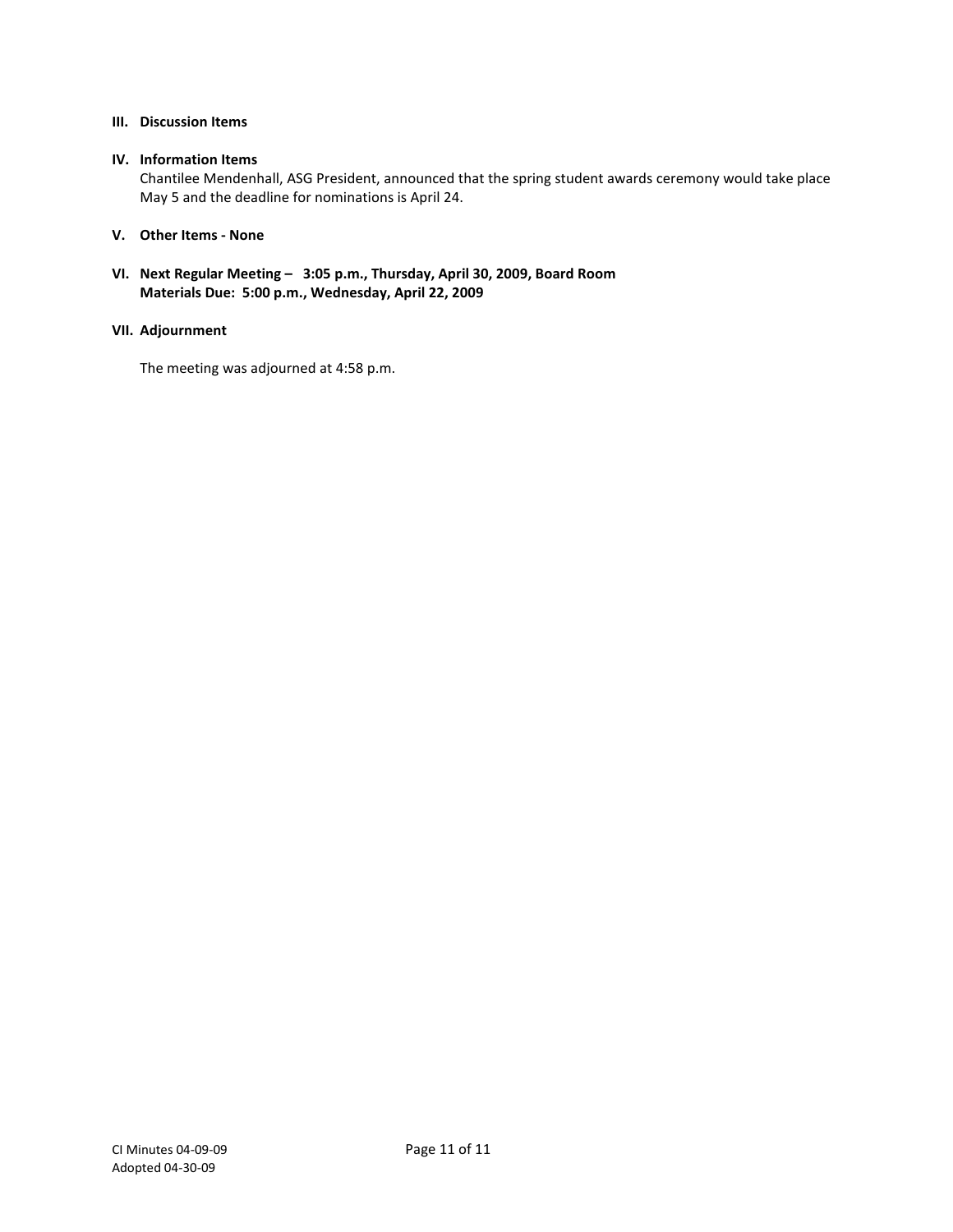**III. Discussion Items**

**IV. Information Items**

Chantilee Mendenhall, ASG President, announced that the spring student awards ceremony would take place May 5 and the deadline for nominations is April 24.

**V. Other Items - None**

**VI. Next Regular Meeting – 3:05 p.m., Thursday, April 30, 2009, Board Room**
**Materials Due: 5:00 p.m., Wednesday, April 22, 2009**

**VII. Adjournment**

The meeting was adjourned at 4:58 p.m.

CI Minutes 04-09-09
Adopted 04-30-09